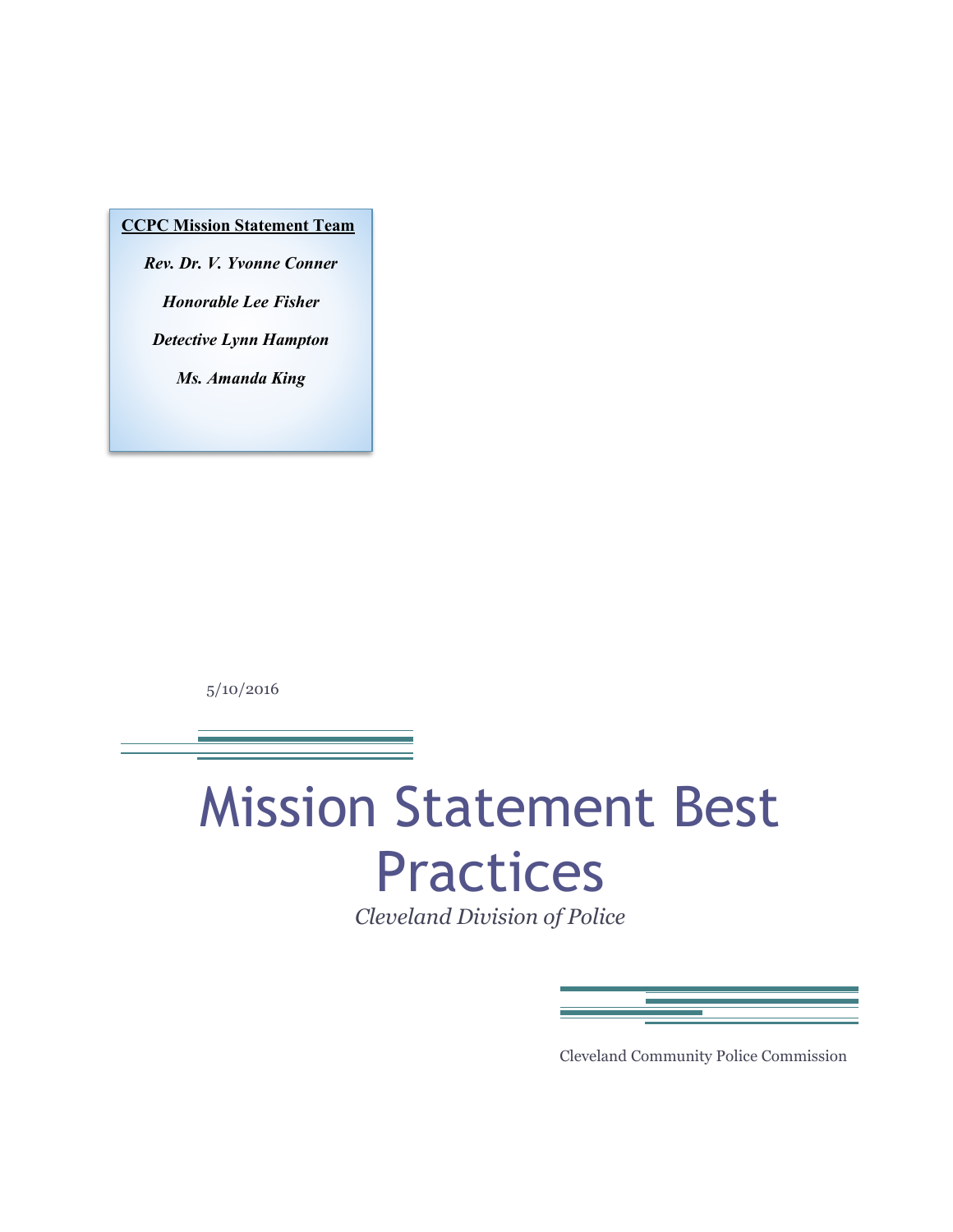**CCPC Mission Statement Team**

***Rev. Dr. V. Yvonne Conner***

***Honorable Lee Fisher***

***Detective Lynn Hampton***

***Ms. Amanda King***

5/10/2016

# Mission Statement Best Practices

*Cleveland Division of Police*

Cleveland Community Police Commission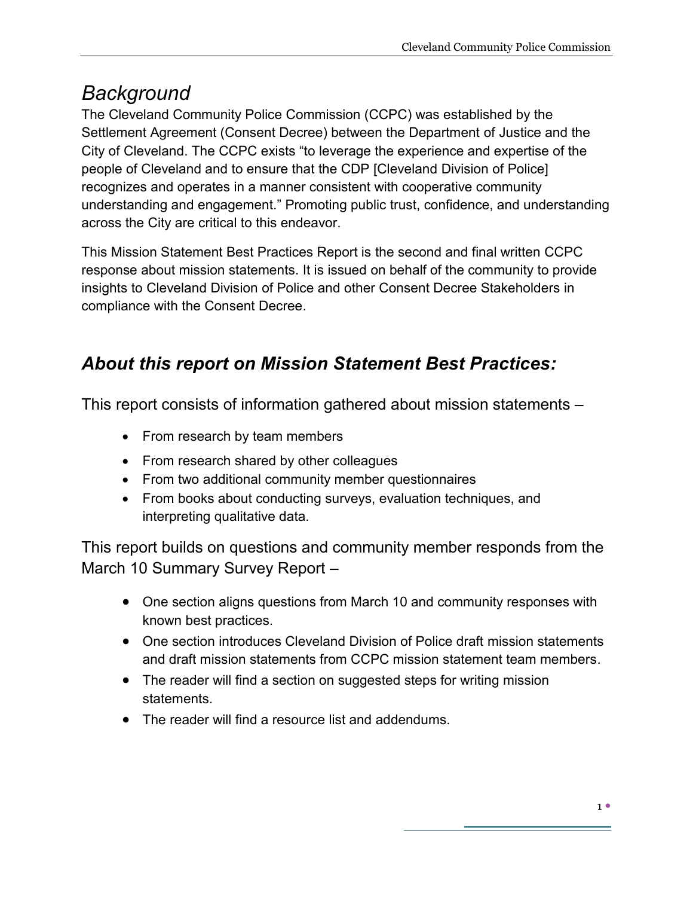## *Background*

The Cleveland Community Police Commission (CCPC) was established by the Settlement Agreement (Consent Decree) between the Department of Justice and the City of Cleveland. The CCPC exists "to leverage the experience and expertise of the people of Cleveland and to ensure that the CDP [Cleveland Division of Police] recognizes and operates in a manner consistent with cooperative community understanding and engagement." Promoting public trust, confidence, and understanding across the City are critical to this endeavor.

This Mission Statement Best Practices Report is the second and final written CCPC response about mission statements. It is issued on behalf of the community to provide insights to Cleveland Division of Police and other Consent Decree Stakeholders in compliance with the Consent Decree.

## ***About this report on Mission Statement Best Practices:***

This report consists of information gathered about mission statements –

- From research by team members
- From research shared by other colleagues
- From two additional community member questionnaires
- From books about conducting surveys, evaluation techniques, and interpreting qualitative data.

This report builds on questions and community member responds from the March 10 Summary Survey Report –

- One section aligns questions from March 10 and community responses with known best practices.
- One section introduces Cleveland Division of Police draft mission statements and draft mission statements from CCPC mission statement team members.
- The reader will find a section on suggested steps for writing mission statements.
- The reader will find a resource list and addendums.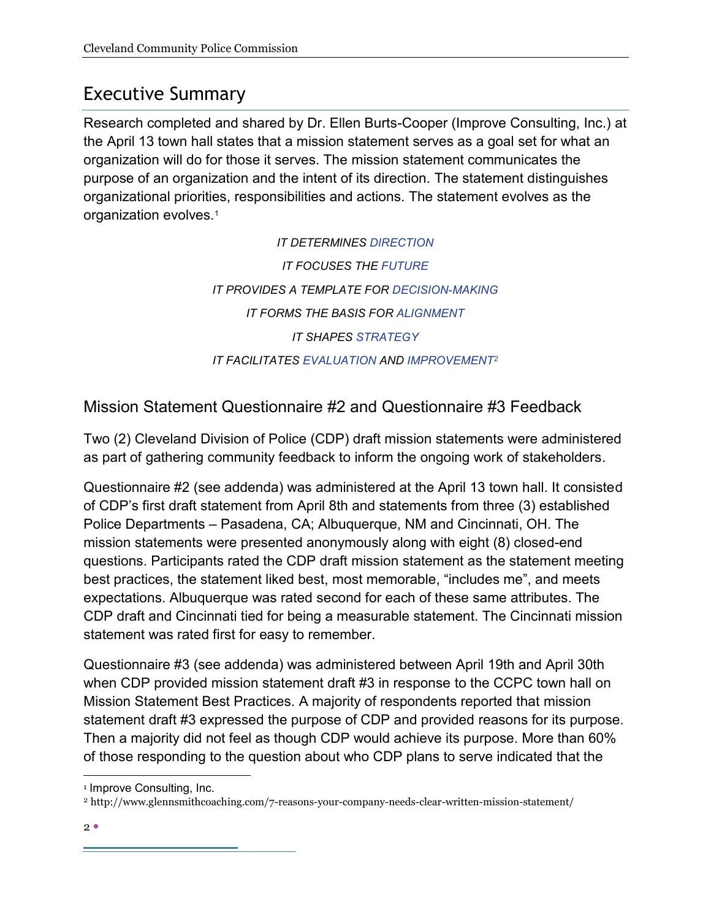# Executive Summary

Research completed and shared by Dr. Ellen Burts-Cooper (Improve Consulting, Inc.) at the April 13 town hall states that a mission statement serves as a goal set for what an organization will do for those it serves. The mission statement communicates the purpose of an organization and the intent of its direction. The statement distinguishes organizational priorities, responsibilities and actions. The statement evolves as the organization evolves.[1]

*IT DETERMINES DIRECTION*

*IT FOCUSES THE FUTURE*

*IT PROVIDES A TEMPLATE FOR DECISION-MAKING*

*IT FORMS THE BASIS FOR ALIGNMENT*

*IT SHAPES STRATEGY*

*IT FACILITATES EVALUATION AND IMPROVEMENT*[2]

## Mission Statement Questionnaire #2 and Questionnaire #3 Feedback

Two (2) Cleveland Division of Police (CDP) draft mission statements were administered as part of gathering community feedback to inform the ongoing work of stakeholders.

Questionnaire #2 (see addenda) was administered at the April 13 town hall. It consisted of CDP's first draft statement from April 8th and statements from three (3) established Police Departments – Pasadena, CA; Albuquerque, NM and Cincinnati, OH. The mission statements were presented anonymously along with eight (8) closed-end questions. Participants rated the CDP draft mission statement as the statement meeting best practices, the statement liked best, most memorable, "includes me", and meets expectations. Albuquerque was rated second for each of these same attributes. The CDP draft and Cincinnati tied for being a measurable statement. The Cincinnati mission statement was rated first for easy to remember.

Questionnaire #3 (see addenda) was administered between April 19th and April 30th when CDP provided mission statement draft #3 in response to the CCPC town hall on Mission Statement Best Practices. A majority of respondents reported that mission statement draft #3 expressed the purpose of CDP and provided reasons for its purpose. Then a majority did not feel as though CDP would achieve its purpose. More than 60% of those responding to the question about who CDP plans to serve indicated that the

---

[1] Improve Consulting, Inc.

[2] http://www.glennsmithcoaching.com/7-reasons-your-company-needs-clear-written-mission-statement/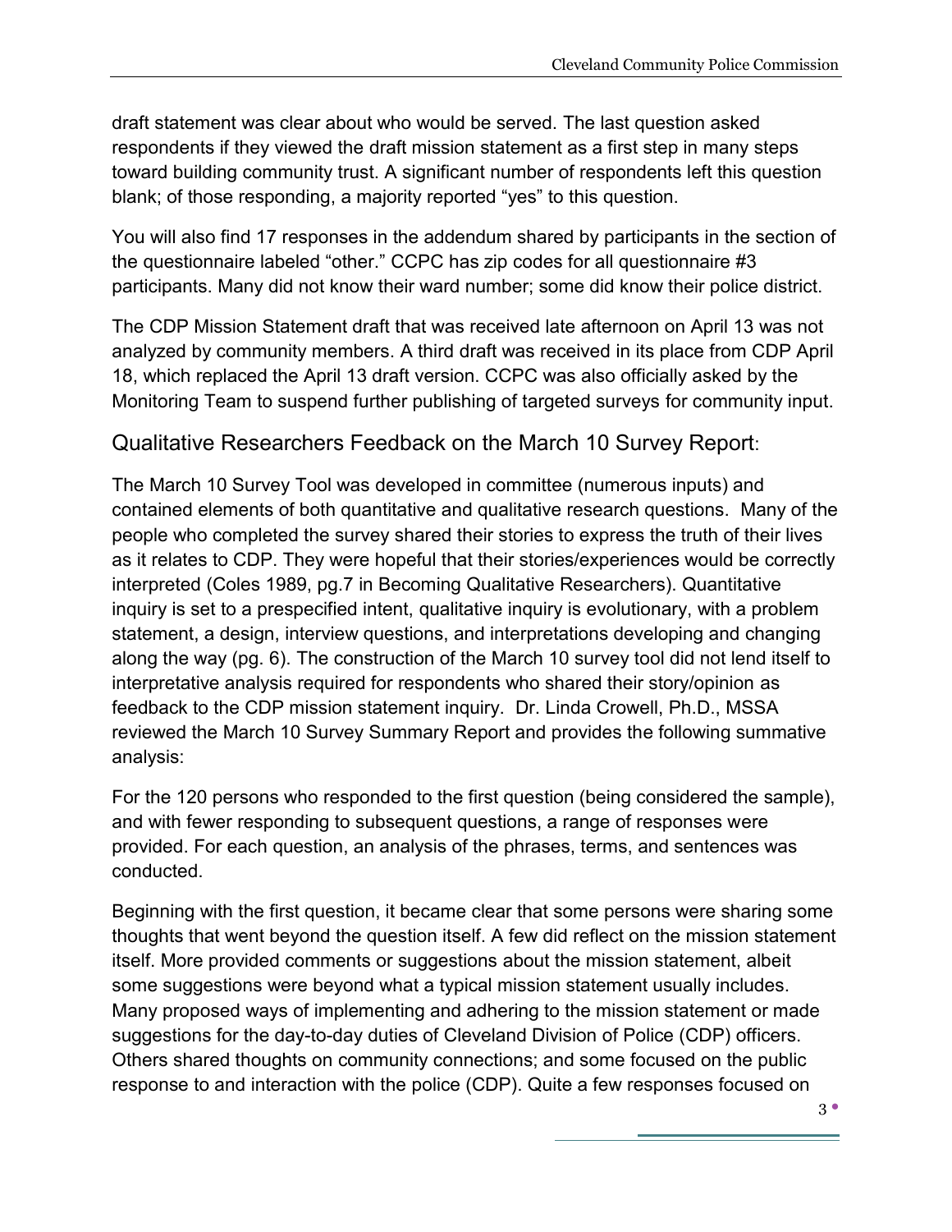draft statement was clear about who would be served. The last question asked respondents if they viewed the draft mission statement as a first step in many steps toward building community trust. A significant number of respondents left this question blank; of those responding, a majority reported "yes" to this question.

You will also find 17 responses in the addendum shared by participants in the section of the questionnaire labeled "other." CCPC has zip codes for all questionnaire #3 participants. Many did not know their ward number; some did know their police district.

The CDP Mission Statement draft that was received late afternoon on April 13 was not analyzed by community members. A third draft was received in its place from CDP April 18, which replaced the April 13 draft version. CCPC was also officially asked by the Monitoring Team to suspend further publishing of targeted surveys for community input.

## Qualitative Researchers Feedback on the March 10 Survey Report:

The March 10 Survey Tool was developed in committee (numerous inputs) and contained elements of both quantitative and qualitative research questions. Many of the people who completed the survey shared their stories to express the truth of their lives as it relates to CDP. They were hopeful that their stories/experiences would be correctly interpreted (Coles 1989, pg.7 in Becoming Qualitative Researchers). Quantitative inquiry is set to a prespecified intent, qualitative inquiry is evolutionary, with a problem statement, a design, interview questions, and interpretations developing and changing along the way (pg. 6). The construction of the March 10 survey tool did not lend itself to interpretative analysis required for respondents who shared their story/opinion as feedback to the CDP mission statement inquiry. Dr. Linda Crowell, Ph.D., MSSA reviewed the March 10 Survey Summary Report and provides the following summative analysis:

For the 120 persons who responded to the first question (being considered the sample), and with fewer responding to subsequent questions, a range of responses were provided. For each question, an analysis of the phrases, terms, and sentences was conducted.

Beginning with the first question, it became clear that some persons were sharing some thoughts that went beyond the question itself. A few did reflect on the mission statement itself. More provided comments or suggestions about the mission statement, albeit some suggestions were beyond what a typical mission statement usually includes. Many proposed ways of implementing and adhering to the mission statement or made suggestions for the day-to-day duties of Cleveland Division of Police (CDP) officers. Others shared thoughts on community connections; and some focused on the public response to and interaction with the police (CDP). Quite a few responses focused on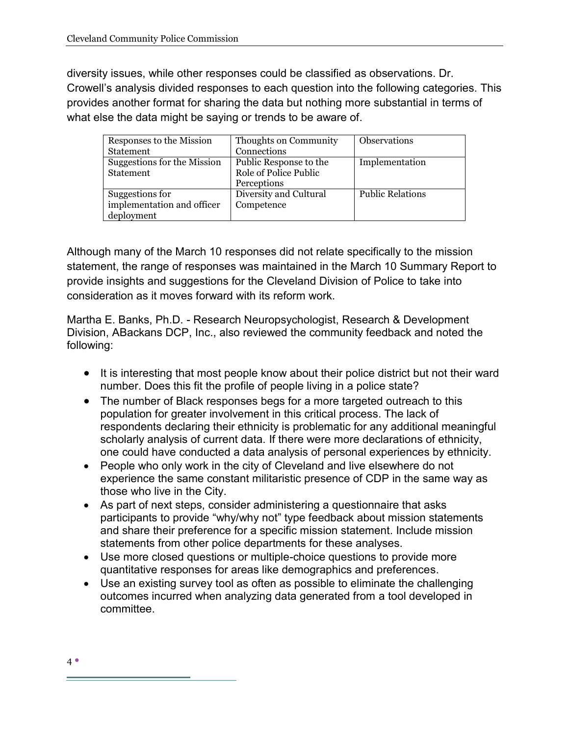diversity issues, while other responses could be classified as observations. Dr. Crowell's analysis divided responses to each question into the following categories. This provides another format for sharing the data but nothing more substantial in terms of what else the data might be saying or trends to be aware of.

| | | |
|---|---|---|
| Responses to the Mission Statement | Thoughts on Community Connections | Observations |
| Suggestions for the Mission Statement | Public Response to the Role of Police Public Perceptions | Implementation |
| Suggestions for implementation and officer deployment | Diversity and Cultural Competence | Public Relations |

Although many of the March 10 responses did not relate specifically to the mission statement, the range of responses was maintained in the March 10 Summary Report to provide insights and suggestions for the Cleveland Division of Police to take into consideration as it moves forward with its reform work.

Martha E. Banks, Ph.D. - Research Neuropsychologist, Research & Development Division, ABackans DCP, Inc., also reviewed the community feedback and noted the following:

- It is interesting that most people know about their police district but not their ward number. Does this fit the profile of people living in a police state?
- The number of Black responses begs for a more targeted outreach to this population for greater involvement in this critical process. The lack of respondents declaring their ethnicity is problematic for any additional meaningful scholarly analysis of current data. If there were more declarations of ethnicity, one could have conducted a data analysis of personal experiences by ethnicity.
- People who only work in the city of Cleveland and live elsewhere do not experience the same constant militaristic presence of CDP in the same way as those who live in the City.
- As part of next steps, consider administering a questionnaire that asks participants to provide "why/why not" type feedback about mission statements and share their preference for a specific mission statement. Include mission statements from other police departments for these analyses.
- Use more closed questions or multiple-choice questions to provide more quantitative responses for areas like demographics and preferences.
- Use an existing survey tool as often as possible to eliminate the challenging outcomes incurred when analyzing data generated from a tool developed in committee.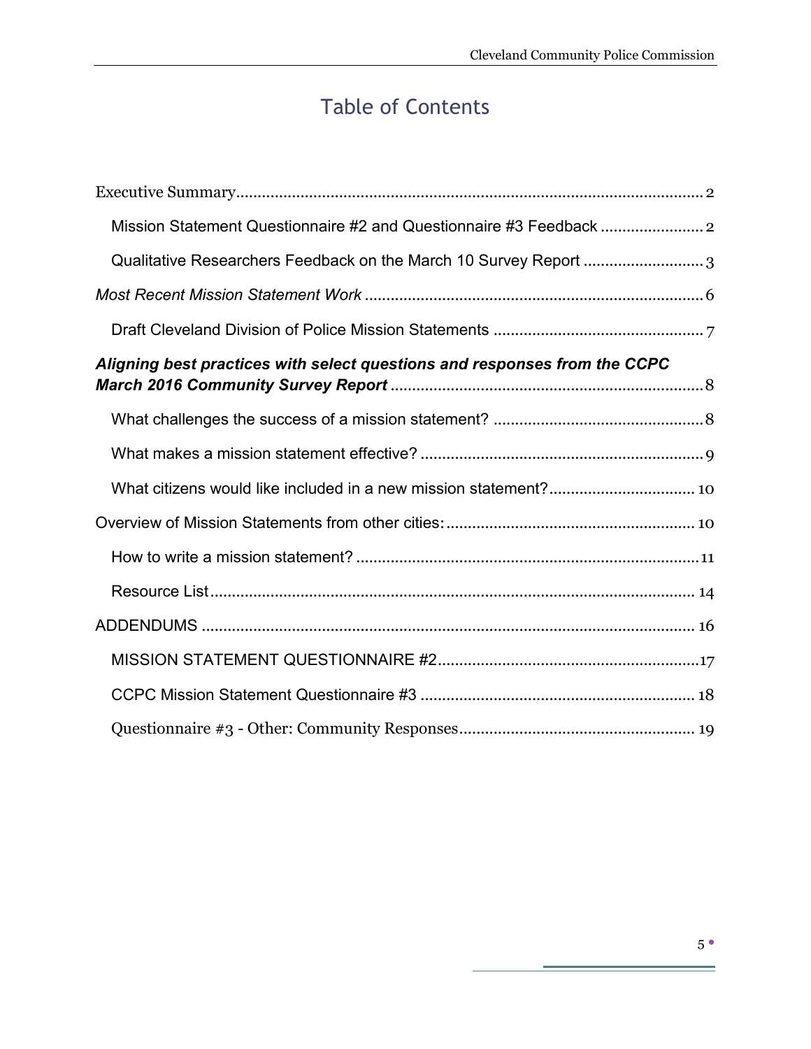# Table of Contents

Executive Summary .......... 2

Mission Statement Questionnaire #2 and Questionnaire #3 Feedback .......... 2

Qualitative Researchers Feedback on the March 10 Survey Report .......... 3

*Most Recent Mission Statement Work* .......... 6

Draft Cleveland Division of Police Mission Statements .......... 7

***Aligning best practices with select questions and responses from the CCPC March 2016 Community Survey Report*** .......... 8

What challenges the success of a mission statement? .......... 8

What makes a mission statement effective? .......... 9

What citizens would like included in a new mission statement? .......... 10

Overview of Mission Statements from other cities: .......... 10

How to write a mission statement? .......... 11

Resource List .......... 14

ADDENDUMS .......... 16

MISSION STATEMENT QUESTIONNAIRE #2 .......... 17

CCPC Mission Statement Questionnaire #3 .......... 18

Questionnaire #3 - Other: Community Responses .......... 19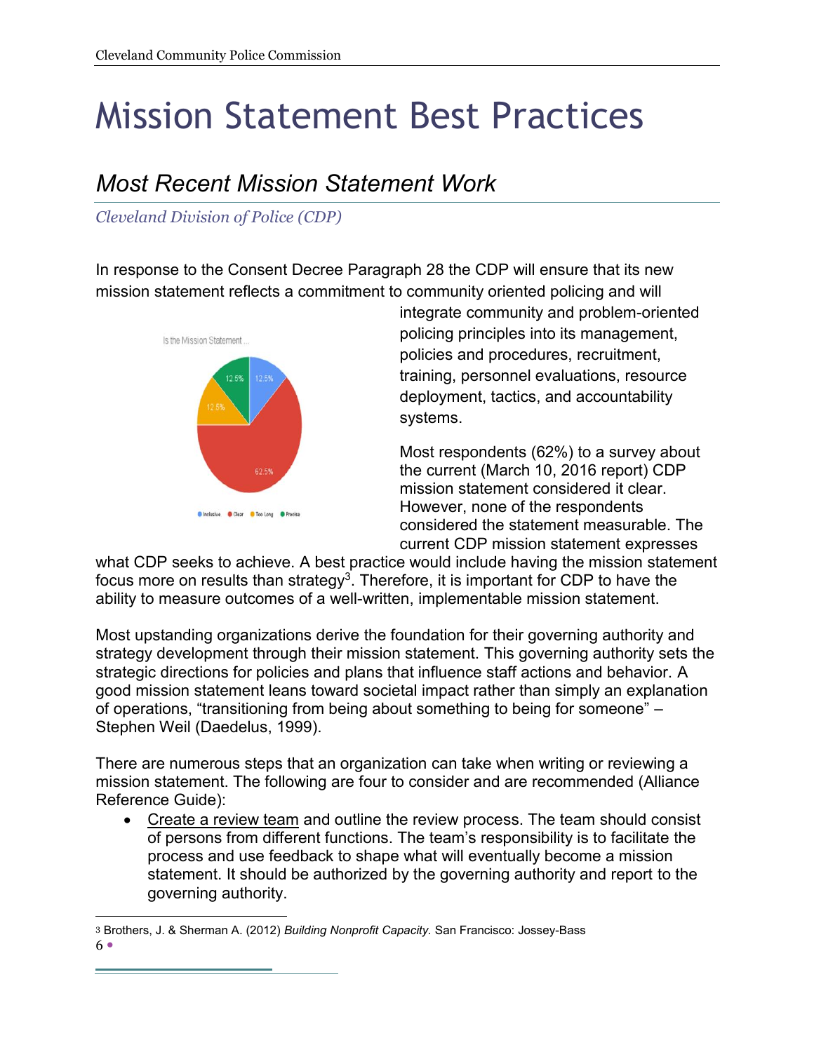# Mission Statement Best Practices

## *Most Recent Mission Statement Work*

### *Cleveland Division of Police (CDP)*

In response to the Consent Decree Paragraph 28 the CDP will ensure that its new mission statement reflects a commitment to community oriented policing and will integrate community and problem-oriented policing principles into its management, policies and procedures, recruitment, training, personnel evaluations, resource deployment, tactics, and accountability systems.

Most respondents (62%) to a survey about the current (March 10, 2016 report) CDP mission statement considered it clear. However, none of the respondents considered the statement measurable. The current CDP mission statement expresses what CDP seeks to achieve. A best practice would include having the mission statement focus more on results than strategy[3]. Therefore, it is important for CDP to have the ability to measure outcomes of a well-written, implementable mission statement.

Most upstanding organizations derive the foundation for their governing authority and strategy development through their mission statement. This governing authority sets the strategic directions for policies and plans that influence staff actions and behavior. A good mission statement leans toward societal impact rather than simply an explanation of operations, "transitioning from being about something to being for someone" – Stephen Weil (Daedelus, 1999).

There are numerous steps that an organization can take when writing or reviewing a mission statement. The following are four to consider and are recommended (Alliance Reference Guide):

- Create a review team and outline the review process. The team should consist of persons from different functions. The team's responsibility is to facilitate the process and use feedback to shape what will eventually become a mission statement. It should be authorized by the governing authority and report to the governing authority.

[3] Brothers, J. & Sherman A. (2012) *Building Nonprofit Capacity.* San Francisco: Jossey-Bass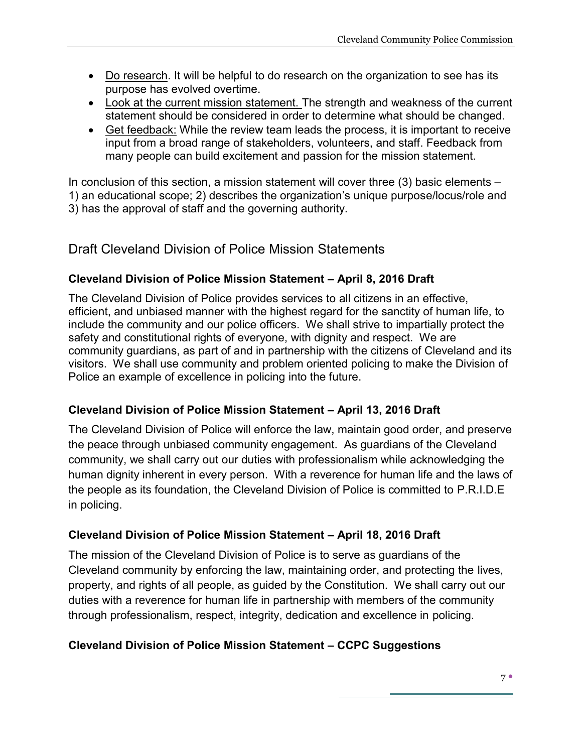- Do research. It will be helpful to do research on the organization to see has its purpose has evolved overtime.
- Look at the current mission statement. The strength and weakness of the current statement should be considered in order to determine what should be changed.
- Get feedback: While the review team leads the process, it is important to receive input from a broad range of stakeholders, volunteers, and staff. Feedback from many people can build excitement and passion for the mission statement.

In conclusion of this section, a mission statement will cover three (3) basic elements – 1) an educational scope; 2) describes the organization's unique purpose/locus/role and 3) has the approval of staff and the governing authority.

## Draft Cleveland Division of Police Mission Statements

### Cleveland Division of Police Mission Statement – April 8, 2016 Draft

The Cleveland Division of Police provides services to all citizens in an effective, efficient, and unbiased manner with the highest regard for the sanctity of human life, to include the community and our police officers. We shall strive to impartially protect the safety and constitutional rights of everyone, with dignity and respect. We are community guardians, as part of and in partnership with the citizens of Cleveland and its visitors. We shall use community and problem oriented policing to make the Division of Police an example of excellence in policing into the future.

### Cleveland Division of Police Mission Statement – April 13, 2016 Draft

The Cleveland Division of Police will enforce the law, maintain good order, and preserve the peace through unbiased community engagement. As guardians of the Cleveland community, we shall carry out our duties with professionalism while acknowledging the human dignity inherent in every person. With a reverence for human life and the laws of the people as its foundation, the Cleveland Division of Police is committed to P.R.I.D.E in policing.

### Cleveland Division of Police Mission Statement – April 18, 2016 Draft

The mission of the Cleveland Division of Police is to serve as guardians of the Cleveland community by enforcing the law, maintaining order, and protecting the lives, property, and rights of all people, as guided by the Constitution. We shall carry out our duties with a reverence for human life in partnership with members of the community through professionalism, respect, integrity, dedication and excellence in policing.

### Cleveland Division of Police Mission Statement – CCPC Suggestions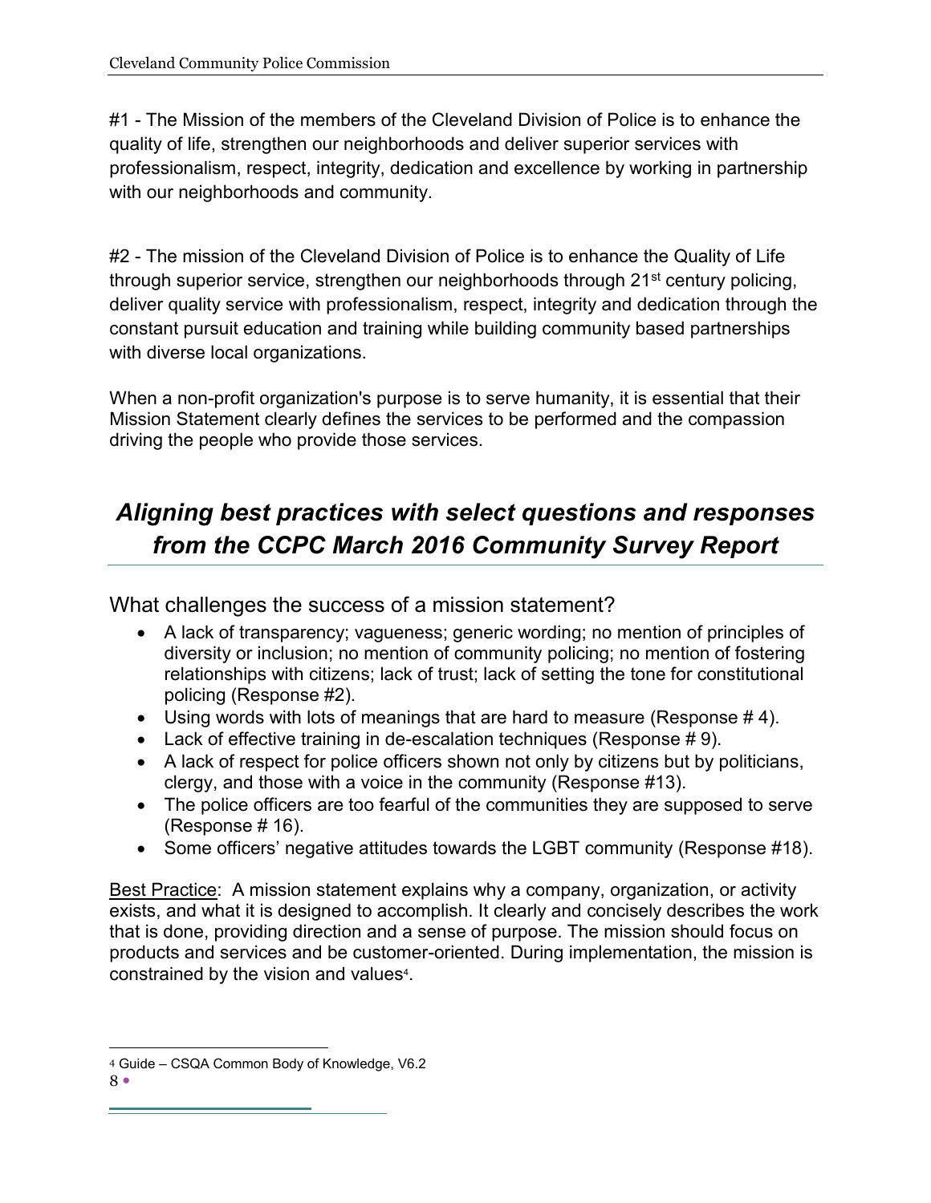#1 - The Mission of the members of the Cleveland Division of Police is to enhance the quality of life, strengthen our neighborhoods and deliver superior services with professionalism, respect, integrity, dedication and excellence by working in partnership with our neighborhoods and community.

#2 - The mission of the Cleveland Division of Police is to enhance the Quality of Life through superior service, strengthen our neighborhoods through 21st century policing, deliver quality service with professionalism, respect, integrity and dedication through the constant pursuit education and training while building community based partnerships with diverse local organizations.

When a non-profit organization's purpose is to serve humanity, it is essential that their Mission Statement clearly defines the services to be performed and the compassion driving the people who provide those services.

## *Aligning best practices with select questions and responses from the CCPC March 2016 Community Survey Report*

### What challenges the success of a mission statement?

- A lack of transparency; vagueness; generic wording; no mention of principles of diversity or inclusion; no mention of community policing; no mention of fostering relationships with citizens; lack of trust; lack of setting the tone for constitutional policing (Response #2).
- Using words with lots of meanings that are hard to measure (Response # 4).
- Lack of effective training in de-escalation techniques (Response # 9).
- A lack of respect for police officers shown not only by citizens but by politicians, clergy, and those with a voice in the community (Response #13).
- The police officers are too fearful of the communities they are supposed to serve (Response # 16).
- Some officers' negative attitudes towards the LGBT community (Response #18).

Best Practice: A mission statement explains why a company, organization, or activity exists, and what it is designed to accomplish. It clearly and concisely describes the work that is done, providing direction and a sense of purpose. The mission should focus on products and services and be customer-oriented. During implementation, the mission is constrained by the vision and values[4].

[4] Guide – CSQA Common Body of Knowledge, V6.2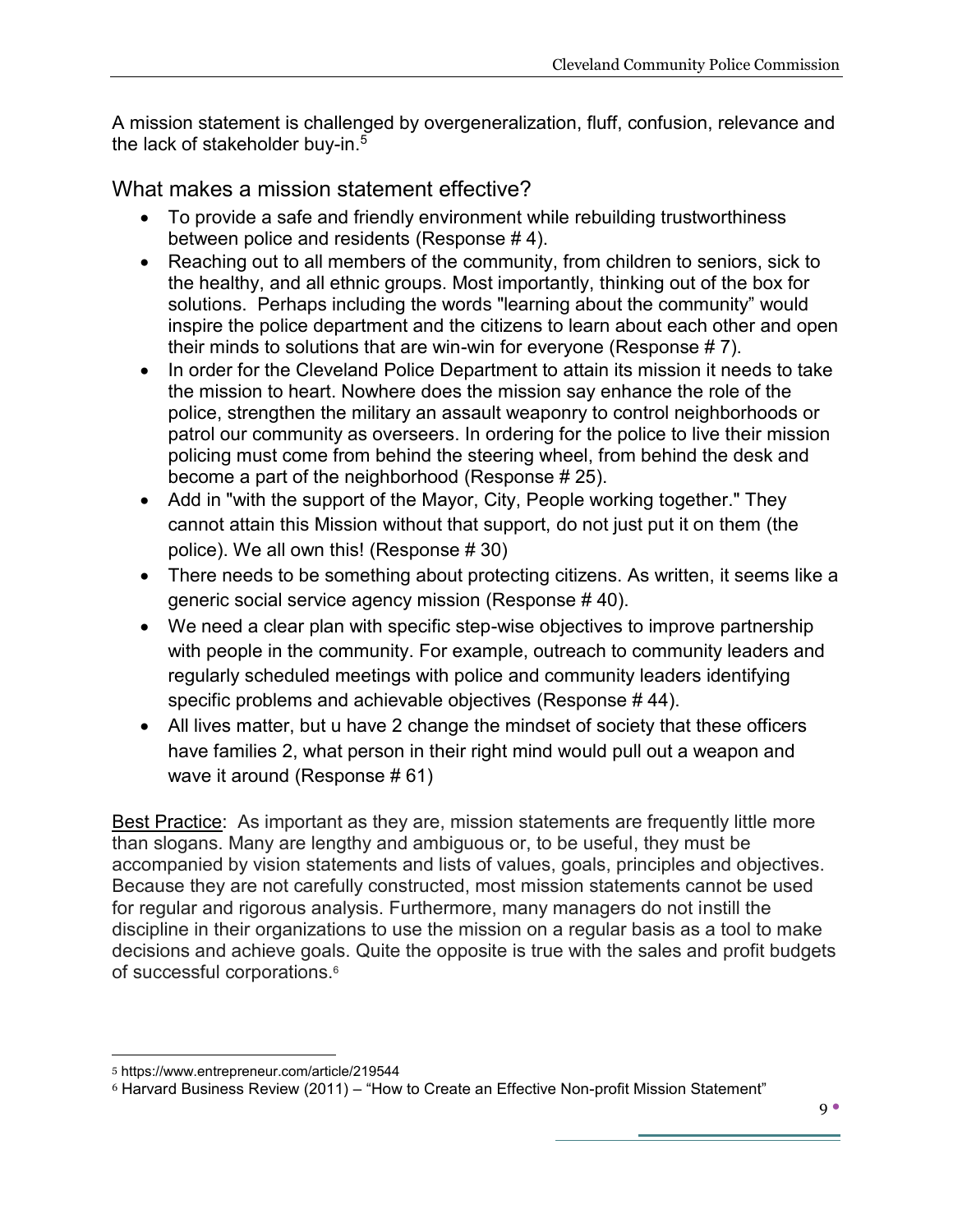A mission statement is challenged by overgeneralization, fluff, confusion, relevance and the lack of stakeholder buy-in.[5]

## What makes a mission statement effective?

- To provide a safe and friendly environment while rebuilding trustworthiness between police and residents (Response # 4).
- Reaching out to all members of the community, from children to seniors, sick to the healthy, and all ethnic groups. Most importantly, thinking out of the box for solutions. Perhaps including the words "learning about the community" would inspire the police department and the citizens to learn about each other and open their minds to solutions that are win-win for everyone (Response # 7).
- In order for the Cleveland Police Department to attain its mission it needs to take the mission to heart. Nowhere does the mission say enhance the role of the police, strengthen the military an assault weaponry to control neighborhoods or patrol our community as overseers. In ordering for the police to live their mission policing must come from behind the steering wheel, from behind the desk and become a part of the neighborhood (Response # 25).
- Add in "with the support of the Mayor, City, People working together." They cannot attain this Mission without that support, do not just put it on them (the police). We all own this! (Response # 30)
- There needs to be something about protecting citizens. As written, it seems like a generic social service agency mission (Response # 40).
- We need a clear plan with specific step-wise objectives to improve partnership with people in the community. For example, outreach to community leaders and regularly scheduled meetings with police and community leaders identifying specific problems and achievable objectives (Response # 44).
- All lives matter, but u have 2 change the mindset of society that these officers have families 2, what person in their right mind would pull out a weapon and wave it around (Response # 61)

Best Practice: As important as they are, mission statements are frequently little more than slogans. Many are lengthy and ambiguous or, to be useful, they must be accompanied by vision statements and lists of values, goals, principles and objectives. Because they are not carefully constructed, most mission statements cannot be used for regular and rigorous analysis. Furthermore, many managers do not instill the discipline in their organizations to use the mission on a regular basis as a tool to make decisions and achieve goals. Quite the opposite is true with the sales and profit budgets of successful corporations.[6]

---

[5] https://www.entrepreneur.com/article/219544

[6] Harvard Business Review (2011) – "How to Create an Effective Non-profit Mission Statement"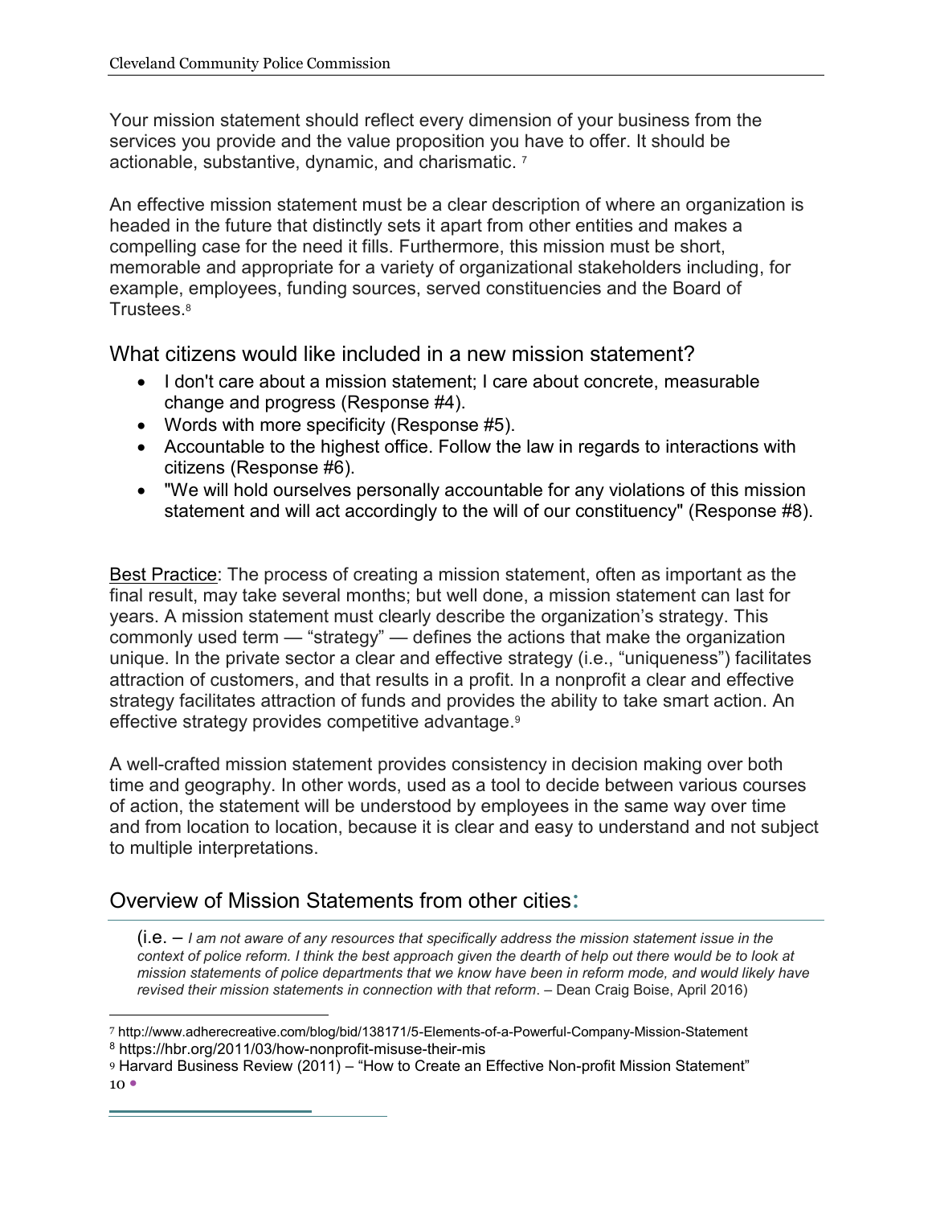Your mission statement should reflect every dimension of your business from the services you provide and the value proposition you have to offer. It should be actionable, substantive, dynamic, and charismatic. [7]

An effective mission statement must be a clear description of where an organization is headed in the future that distinctly sets it apart from other entities and makes a compelling case for the need it fills. Furthermore, this mission must be short, memorable and appropriate for a variety of organizational stakeholders including, for example, employees, funding sources, served constituencies and the Board of Trustees.[8]

## What citizens would like included in a new mission statement?

- I don't care about a mission statement; I care about concrete, measurable change and progress (Response #4).
- Words with more specificity (Response #5).
- Accountable to the highest office. Follow the law in regards to interactions with citizens (Response #6).
- "We will hold ourselves personally accountable for any violations of this mission statement and will act accordingly to the will of our constituency" (Response #8).

Best Practice: The process of creating a mission statement, often as important as the final result, may take several months; but well done, a mission statement can last for years. A mission statement must clearly describe the organization's strategy. This commonly used term — "strategy" — defines the actions that make the organization unique. In the private sector a clear and effective strategy (i.e., "uniqueness") facilitates attraction of customers, and that results in a profit. In a nonprofit a clear and effective strategy facilitates attraction of funds and provides the ability to take smart action. An effective strategy provides competitive advantage.[9]

A well-crafted mission statement provides consistency in decision making over both time and geography. In other words, used as a tool to decide between various courses of action, the statement will be understood by employees in the same way over time and from location to location, because it is clear and easy to understand and not subject to multiple interpretations.

## Overview of Mission Statements from other cities:

(i.e. – *I am not aware of any resources that specifically address the mission statement issue in the context of police reform. I think the best approach given the dearth of help out there would be to look at mission statements of police departments that we know have been in reform mode, and would likely have revised their mission statements in connection with that reform*. – Dean Craig Boise, April 2016)

---

[7] http://www.adherecreative.com/blog/bid/138171/5-Elements-of-a-Powerful-Company-Mission-Statement
[8] https://hbr.org/2011/03/how-nonprofit-misuse-their-mis
[9] Harvard Business Review (2011) – "How to Create an Effective Non-profit Mission Statement"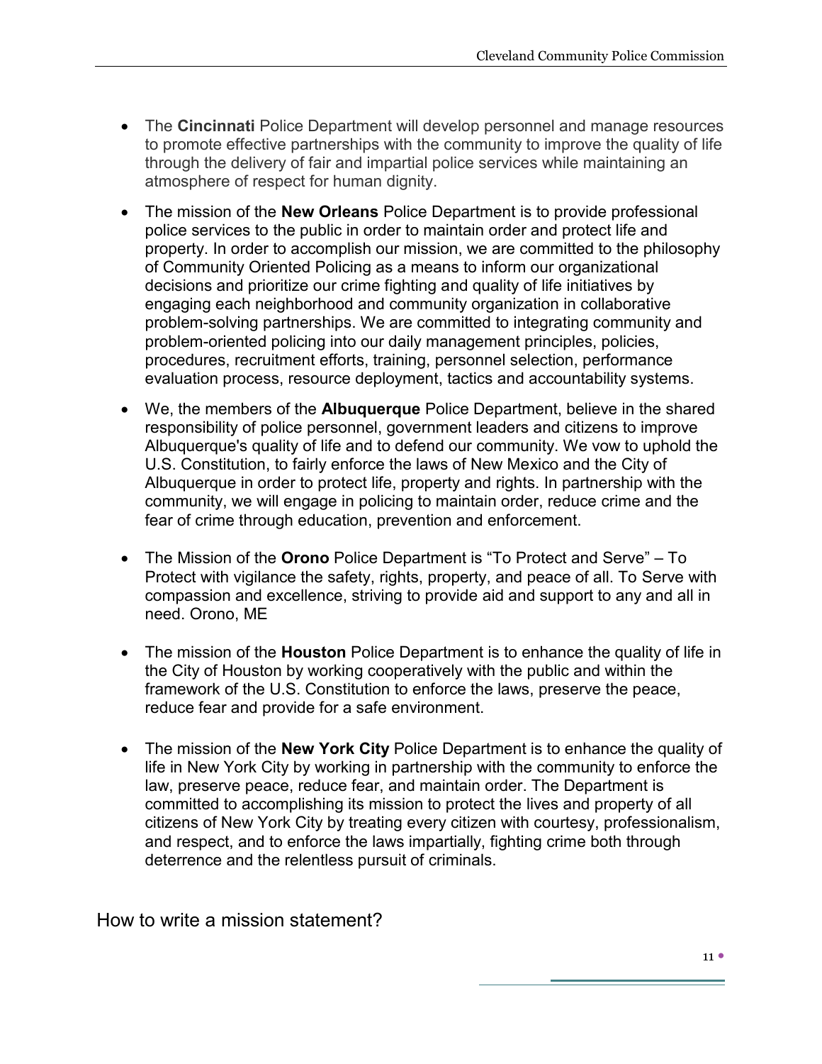- The **Cincinnati** Police Department will develop personnel and manage resources to promote effective partnerships with the community to improve the quality of life through the delivery of fair and impartial police services while maintaining an atmosphere of respect for human dignity.

- The mission of the **New Orleans** Police Department is to provide professional police services to the public in order to maintain order and protect life and property. In order to accomplish our mission, we are committed to the philosophy of Community Oriented Policing as a means to inform our organizational decisions and prioritize our crime fighting and quality of life initiatives by engaging each neighborhood and community organization in collaborative problem-solving partnerships. We are committed to integrating community and problem-oriented policing into our daily management principles, policies, procedures, recruitment efforts, training, personnel selection, performance evaluation process, resource deployment, tactics and accountability systems.

- We, the members of the **Albuquerque** Police Department, believe in the shared responsibility of police personnel, government leaders and citizens to improve Albuquerque's quality of life and to defend our community. We vow to uphold the U.S. Constitution, to fairly enforce the laws of New Mexico and the City of Albuquerque in order to protect life, property and rights. In partnership with the community, we will engage in policing to maintain order, reduce crime and the fear of crime through education, prevention and enforcement.

- The Mission of the **Orono** Police Department is "To Protect and Serve" – To Protect with vigilance the safety, rights, property, and peace of all. To Serve with compassion and excellence, striving to provide aid and support to any and all in need. Orono, ME

- The mission of the **Houston** Police Department is to enhance the quality of life in the City of Houston by working cooperatively with the public and within the framework of the U.S. Constitution to enforce the laws, preserve the peace, reduce fear and provide for a safe environment.

- The mission of the **New York City** Police Department is to enhance the quality of life in New York City by working in partnership with the community to enforce the law, preserve peace, reduce fear, and maintain order. The Department is committed to accomplishing its mission to protect the lives and property of all citizens of New York City by treating every citizen with courtesy, professionalism, and respect, and to enforce the laws impartially, fighting crime both through deterrence and the relentless pursuit of criminals.

## How to write a mission statement?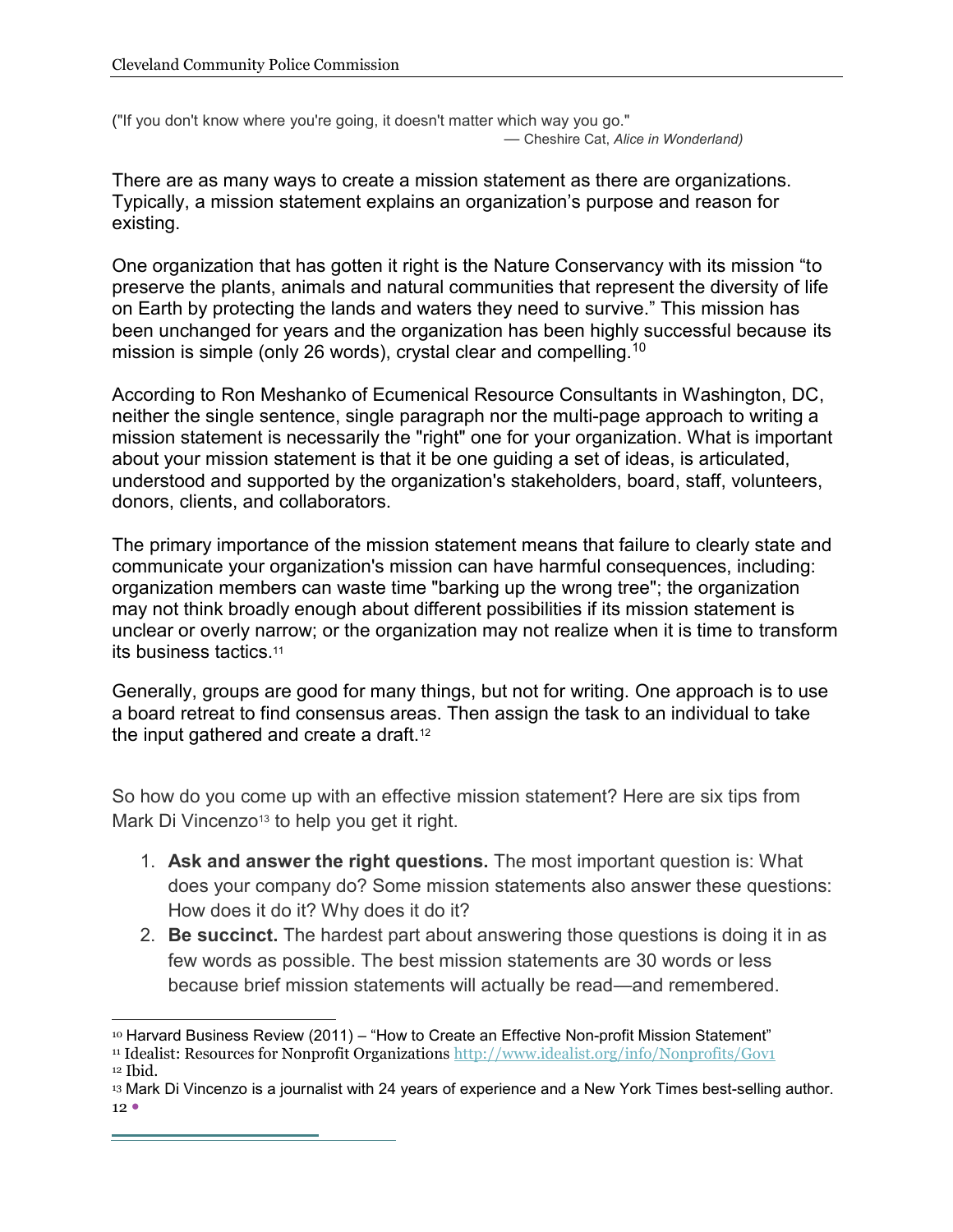("If you don't know where you're going, it doesn't matter which way you go."
— Cheshire Cat, *Alice in Wonderland*)

There are as many ways to create a mission statement as there are organizations. Typically, a mission statement explains an organization's purpose and reason for existing.

One organization that has gotten it right is the Nature Conservancy with its mission "to preserve the plants, animals and natural communities that represent the diversity of life on Earth by protecting the lands and waters they need to survive." This mission has been unchanged for years and the organization has been highly successful because its mission is simple (only 26 words), crystal clear and compelling.[10]

According to Ron Meshanko of Ecumenical Resource Consultants in Washington, DC, neither the single sentence, single paragraph nor the multi-page approach to writing a mission statement is necessarily the "right" one for your organization. What is important about your mission statement is that it be one guiding a set of ideas, is articulated, understood and supported by the organization's stakeholders, board, staff, volunteers, donors, clients, and collaborators.

The primary importance of the mission statement means that failure to clearly state and communicate your organization's mission can have harmful consequences, including: organization members can waste time "barking up the wrong tree"; the organization may not think broadly enough about different possibilities if its mission statement is unclear or overly narrow; or the organization may not realize when it is time to transform its business tactics.[11]

Generally, groups are good for many things, but not for writing. One approach is to use a board retreat to find consensus areas. Then assign the task to an individual to take the input gathered and create a draft.[12]

So how do you come up with an effective mission statement? Here are six tips from Mark Di Vincenzo[13] to help you get it right.

1. **Ask and answer the right questions.** The most important question is: What does your company do? Some mission statements also answer these questions: How does it do it? Why does it do it?
2. **Be succinct.** The hardest part about answering those questions is doing it in as few words as possible. The best mission statements are 30 words or less because brief mission statements will actually be read—and remembered.

---

[10] Harvard Business Review (2011) – "How to Create an Effective Non-profit Mission Statement"
[11] Idealist: Resources for Nonprofit Organizations http://www.idealist.org/info/Nonprofits/Gov1
[12] Ibid.
[13] Mark Di Vincenzo is a journalist with 24 years of experience and a New York Times best-selling author.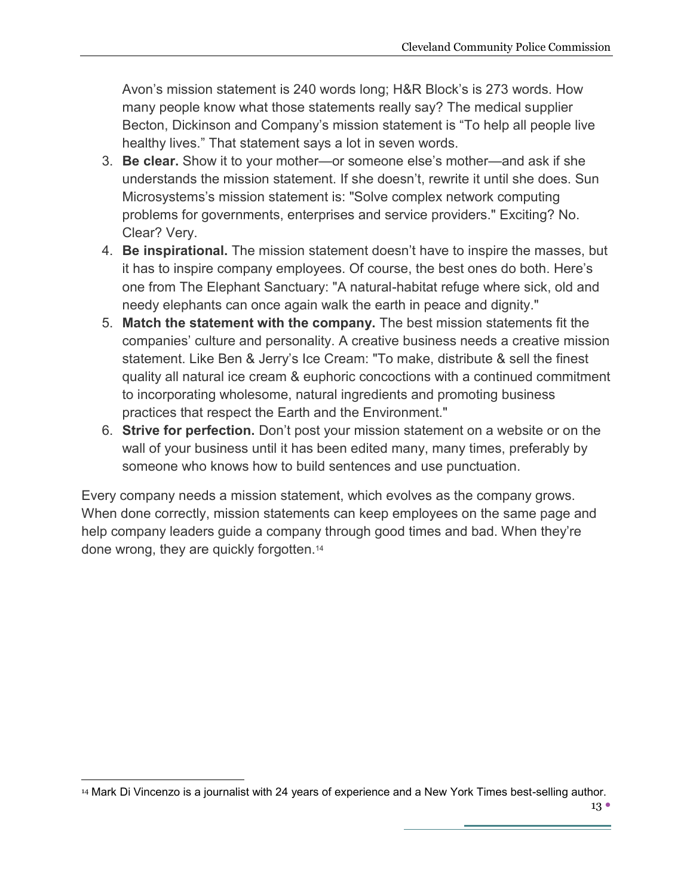Avon's mission statement is 240 words long; H&R Block's is 273 words. How many people know what those statements really say? The medical supplier Becton, Dickinson and Company's mission statement is "To help all people live healthy lives." That statement says a lot in seven words.

3. **Be clear.** Show it to your mother—or someone else's mother—and ask if she understands the mission statement. If she doesn't, rewrite it until she does. Sun Microsystems's mission statement is: "Solve complex network computing problems for governments, enterprises and service providers." Exciting? No. Clear? Very.
4. **Be inspirational.** The mission statement doesn't have to inspire the masses, but it has to inspire company employees. Of course, the best ones do both. Here's one from The Elephant Sanctuary: "A natural-habitat refuge where sick, old and needy elephants can once again walk the earth in peace and dignity."
5. **Match the statement with the company.** The best mission statements fit the companies' culture and personality. A creative business needs a creative mission statement. Like Ben & Jerry's Ice Cream: "To make, distribute & sell the finest quality all natural ice cream & euphoric concoctions with a continued commitment to incorporating wholesome, natural ingredients and promoting business practices that respect the Earth and the Environment."
6. **Strive for perfection.** Don't post your mission statement on a website or on the wall of your business until it has been edited many, many times, preferably by someone who knows how to build sentences and use punctuation.

Every company needs a mission statement, which evolves as the company grows. When done correctly, mission statements can keep employees on the same page and help company leaders guide a company through good times and bad. When they're done wrong, they are quickly forgotten.[14]

[14] Mark Di Vincenzo is a journalist with 24 years of experience and a New York Times best-selling author.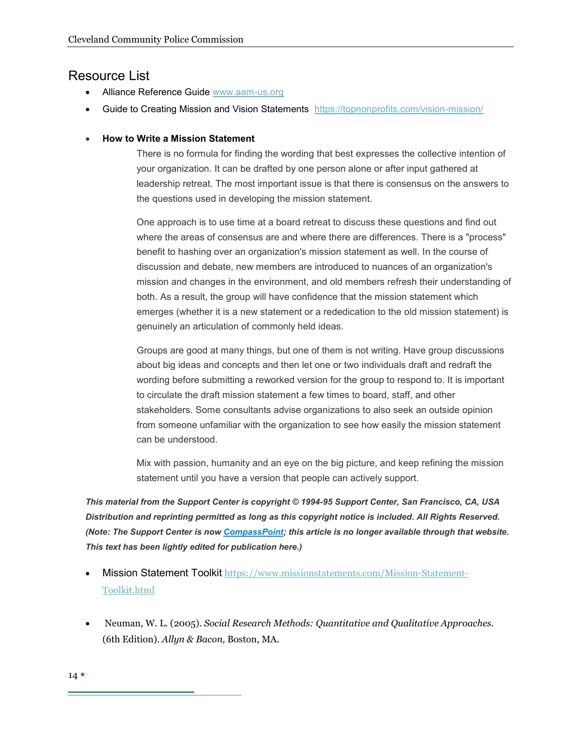## Resource List

- Alliance Reference Guide [www.aam-us.org](http://www.aam-us.org)
- Guide to Creating Mission and Vision Statements [https://topnonprofits.com/vision-mission/](https://topnonprofits.com/vision-mission/)

- **How to Write a Mission Statement**

  There is no formula for finding the wording that best expresses the collective intention of your organization. It can be drafted by one person alone or after input gathered at leadership retreat. The most important issue is that there is consensus on the answers to the questions used in developing the mission statement.

  One approach is to use time at a board retreat to discuss these questions and find out where the areas of consensus are and where there are differences. There is a "process" benefit to hashing over an organization's mission statement as well. In the course of discussion and debate, new members are introduced to nuances of an organization's mission and changes in the environment, and old members refresh their understanding of both. As a result, the group will have confidence that the mission statement which emerges (whether it is a new statement or a rededication to the old mission statement) is genuinely an articulation of commonly held ideas.

  Groups are good at many things, but one of them is not writing. Have group discussions about big ideas and concepts and then let one or two individuals draft and redraft the wording before submitting a reworked version for the group to respond to. It is important to circulate the draft mission statement a few times to board, staff, and other stakeholders. Some consultants advise organizations to also seek an outside opinion from someone unfamiliar with the organization to see how easily the mission statement can be understood.

  Mix with passion, humanity and an eye on the big picture, and keep refining the mission statement until you have a version that people can actively support.

***This material from the Support Center is copyright © 1994-95 Support Center, San Francisco, CA, USA Distribution and reprinting permitted as long as this copyright notice is included. All Rights Reserved. (Note: The Support Center is now [CompassPoint](#); this article is no longer available through that website. This text has been lightly edited for publication here.)***

- Mission Statement Toolkit [https://www.missionstatements.com/Mission-Statement-Toolkit.html](https://www.missionstatements.com/Mission-Statement-Toolkit.html)

- Neuman, W. L. (2005). *Social Research Methods: Quantitative and Qualitative Approaches.* (6th Edition). *Allyn & Bacon,* Boston, MA.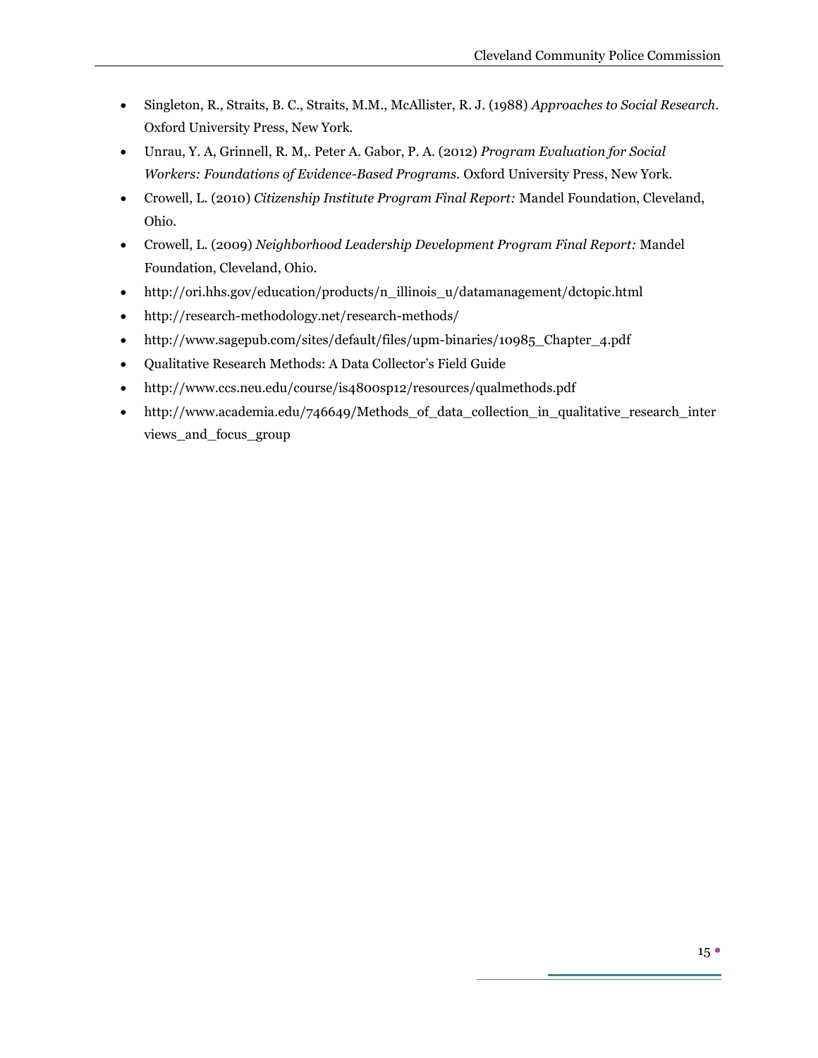- Singleton, R., Straits, B. C., Straits, M.M., McAllister, R. J. (1988) *Approaches to Social Research.* Oxford University Press, New York.
- Unrau, Y. A, Grinnell, R. M,. Peter A. Gabor, P. A. (2012) *Program Evaluation for Social Workers: Foundations of Evidence-Based Programs.* Oxford University Press, New York.
- Crowell, L. (2010) *Citizenship Institute Program Final Report:* Mandel Foundation, Cleveland, Ohio.
- Crowell, L. (2009) *Neighborhood Leadership Development Program Final Report:* Mandel Foundation, Cleveland, Ohio.
- http://ori.hhs.gov/education/products/n_illinois_u/datamanagement/dctopic.html
- http://research-methodology.net/research-methods/
- http://www.sagepub.com/sites/default/files/upm-binaries/10985_Chapter_4.pdf
- Qualitative Research Methods: A Data Collector's Field Guide
- http://www.ccs.neu.edu/course/is4800sp12/resources/qualmethods.pdf
- http://www.academia.edu/746649/Methods_of_data_collection_in_qualitative_research_interviews_and_focus_group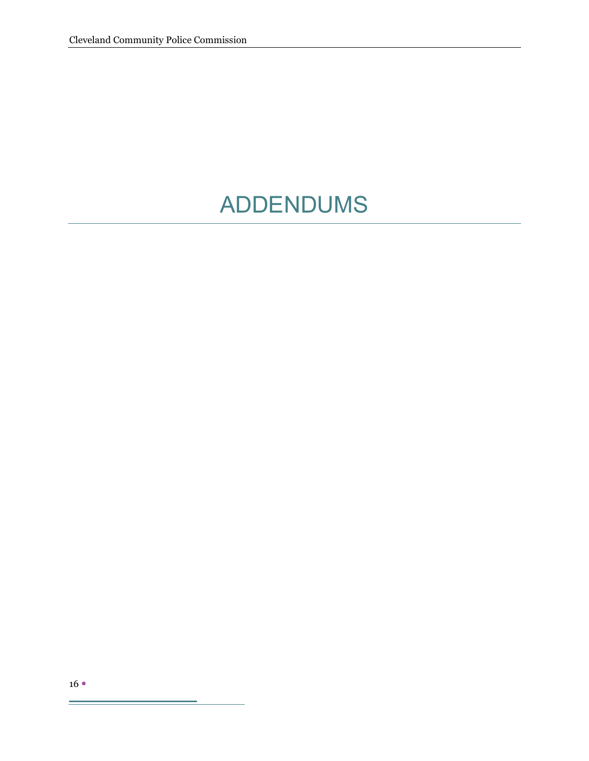# ADDENDUMS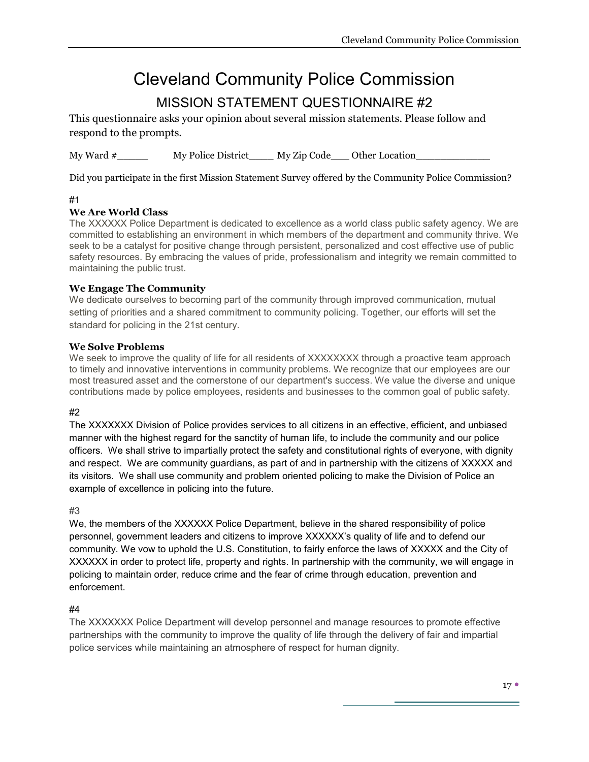# Cleveland Community Police Commission

## MISSION STATEMENT QUESTIONNAIRE #2

This questionnaire asks your opinion about several mission statements. Please follow and respond to the prompts.

My Ward #_____ My Police District____ My Zip Code___ Other Location____________

Did you participate in the first Mission Statement Survey offered by the Community Police Commission?

#1

**We Are World Class**

The XXXXXX Police Department is dedicated to excellence as a world class public safety agency. We are committed to establishing an environment in which members of the department and community thrive. We seek to be a catalyst for positive change through persistent, personalized and cost effective use of public safety resources. By embracing the values of pride, professionalism and integrity we remain committed to maintaining the public trust.

**We Engage The Community**

We dedicate ourselves to becoming part of the community through improved communication, mutual setting of priorities and a shared commitment to community policing. Together, our efforts will set the standard for policing in the 21st century.

**We Solve Problems**

We seek to improve the quality of life for all residents of XXXXXXXX through a proactive team approach to timely and innovative interventions in community problems. We recognize that our employees are our most treasured asset and the cornerstone of our department's success. We value the diverse and unique contributions made by police employees, residents and businesses to the common goal of public safety.

#2

The XXXXXXX Division of Police provides services to all citizens in an effective, efficient, and unbiased manner with the highest regard for the sanctity of human life, to include the community and our police officers. We shall strive to impartially protect the safety and constitutional rights of everyone, with dignity and respect. We are community guardians, as part of and in partnership with the citizens of XXXXX and its visitors. We shall use community and problem oriented policing to make the Division of Police an example of excellence in policing into the future.

#3

We, the members of the XXXXXX Police Department, believe in the shared responsibility of police personnel, government leaders and citizens to improve XXXXXX's quality of life and to defend our community. We vow to uphold the U.S. Constitution, to fairly enforce the laws of XXXXX and the City of XXXXXX in order to protect life, property and rights. In partnership with the community, we will engage in policing to maintain order, reduce crime and the fear of crime through education, prevention and enforcement.

#4

The XXXXXXX Police Department will develop personnel and manage resources to promote effective partnerships with the community to improve the quality of life through the delivery of fair and impartial police services while maintaining an atmosphere of respect for human dignity.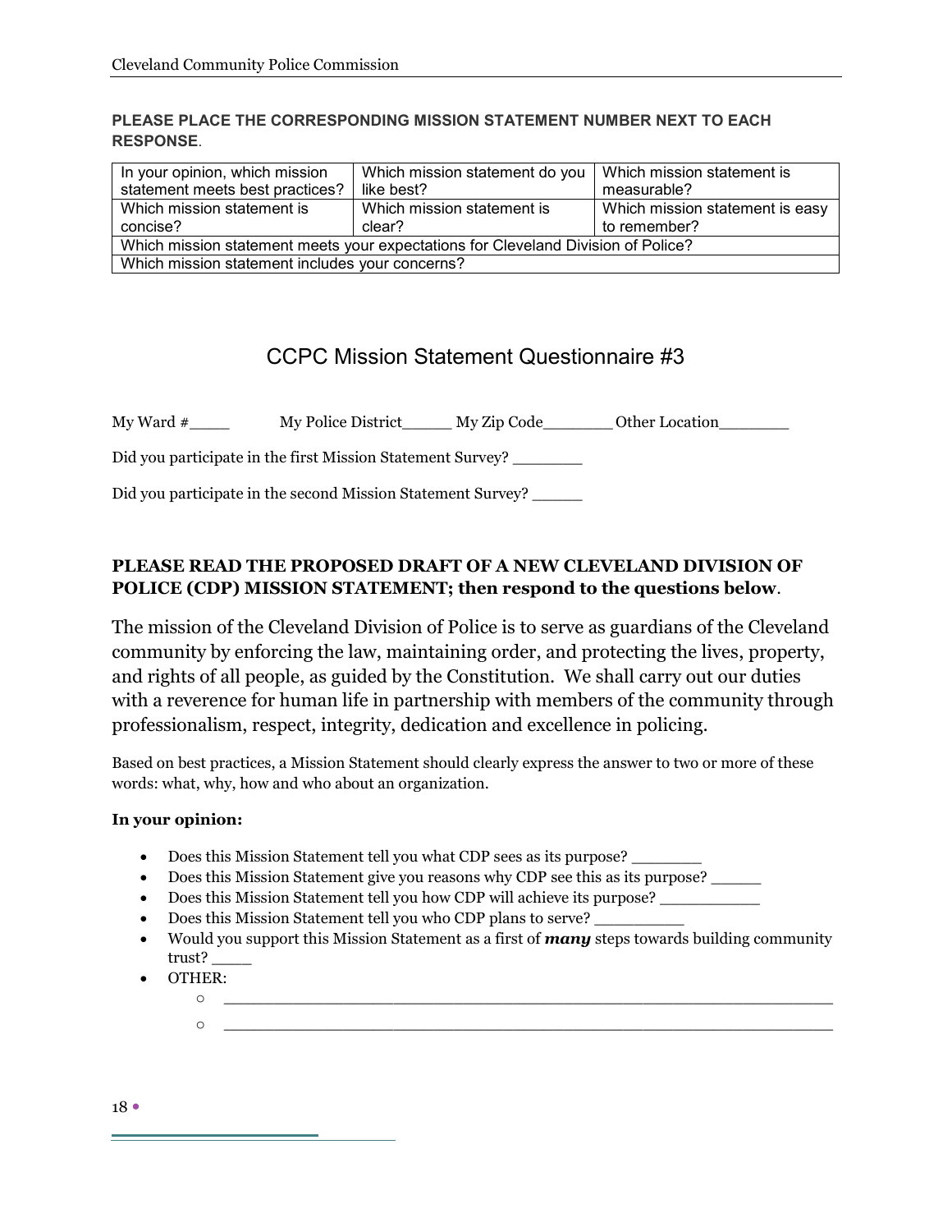**PLEASE PLACE THE CORRESPONDING MISSION STATEMENT NUMBER NEXT TO EACH RESPONSE**.

| In your opinion, which mission statement meets best practices? | Which mission statement do you like best? | Which mission statement is measurable? |
|---|---|---|
| Which mission statement is concise? | Which mission statement is clear? | Which mission statement is easy to remember? |
| Which mission statement meets your expectations for Cleveland Division of Police? | | |
| Which mission statement includes your concerns? | | |

## CCPC Mission Statement Questionnaire #3

My Ward #\_\_\_\_ My Police District\_\_\_\_\_ My Zip Code\_\_\_\_\_\_\_ Other Location\_\_\_\_\_\_\_

Did you participate in the first Mission Statement Survey? \_\_\_\_\_\_\_

Did you participate in the second Mission Statement Survey? \_\_\_\_\_

**PLEASE READ THE PROPOSED DRAFT OF A NEW CLEVELAND DIVISION OF POLICE (CDP) MISSION STATEMENT; then respond to the questions below**.

The mission of the Cleveland Division of Police is to serve as guardians of the Cleveland community by enforcing the law, maintaining order, and protecting the lives, property, and rights of all people, as guided by the Constitution. We shall carry out our duties with a reverence for human life in partnership with members of the community through professionalism, respect, integrity, dedication and excellence in policing.

Based on best practices, a Mission Statement should clearly express the answer to two or more of these words: what, why, how and who about an organization.

**In your opinion:**

- Does this Mission Statement tell you what CDP sees as its purpose? \_\_\_\_\_\_\_
- Does this Mission Statement give you reasons why CDP see this as its purpose? \_\_\_\_\_
- Does this Mission Statement tell you how CDP will achieve its purpose? \_\_\_\_\_\_\_\_\_\_
- Does this Mission Statement tell you who CDP plans to serve? \_\_\_\_\_\_\_\_\_
- Would you support this Mission Statement as a first of ***many*** steps towards building community trust? \_\_\_\_
- OTHER:
  - \_\_\_\_\_\_\_\_\_\_\_\_\_\_\_\_\_\_\_\_\_\_\_\_\_\_\_\_\_\_\_\_\_\_\_\_\_\_\_\_\_\_\_\_\_\_\_\_\_\_\_\_\_\_\_\_\_\_\_\_
  - \_\_\_\_\_\_\_\_\_\_\_\_\_\_\_\_\_\_\_\_\_\_\_\_\_\_\_\_\_\_\_\_\_\_\_\_\_\_\_\_\_\_\_\_\_\_\_\_\_\_\_\_\_\_\_\_\_\_\_\_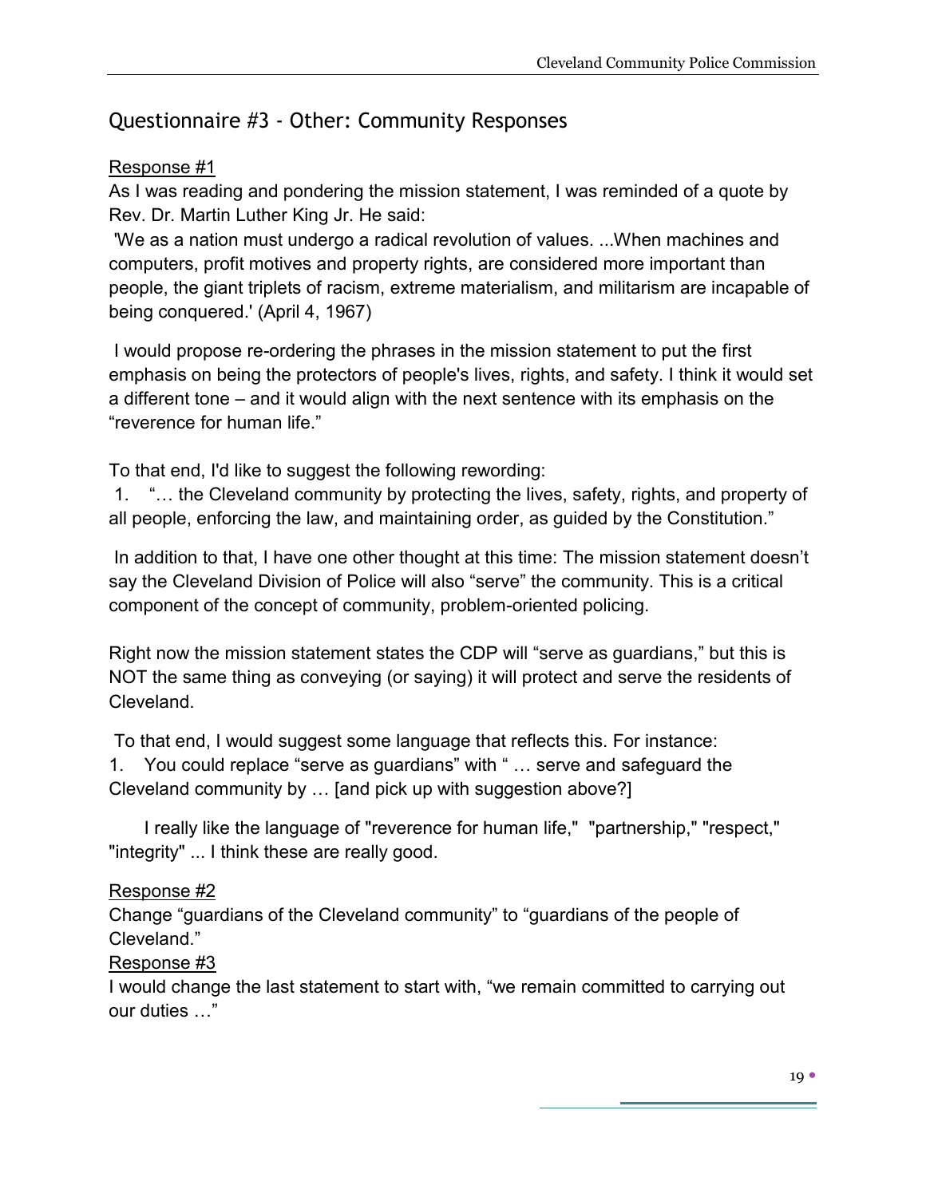## Questionnaire #3 - Other: Community Responses

Response #1

As I was reading and pondering the mission statement, I was reminded of a quote by Rev. Dr. Martin Luther King Jr. He said:

'We as a nation must undergo a radical revolution of values. ...When machines and computers, profit motives and property rights, are considered more important than people, the giant triplets of racism, extreme materialism, and militarism are incapable of being conquered.' (April 4, 1967)

I would propose re-ordering the phrases in the mission statement to put the first emphasis on being the protectors of people's lives, rights, and safety. I think it would set a different tone – and it would align with the next sentence with its emphasis on the "reverence for human life."

To that end, I'd like to suggest the following rewording:

1. "… the Cleveland community by protecting the lives, safety, rights, and property of all people, enforcing the law, and maintaining order, as guided by the Constitution."

In addition to that, I have one other thought at this time: The mission statement doesn't say the Cleveland Division of Police will also "serve" the community. This is a critical component of the concept of community, problem-oriented policing.

Right now the mission statement states the CDP will "serve as guardians," but this is NOT the same thing as conveying (or saying) it will protect and serve the residents of Cleveland.

To that end, I would suggest some language that reflects this. For instance:

1. You could replace "serve as guardians" with " … serve and safeguard the Cleveland community by … [and pick up with suggestion above?]

I really like the language of "reverence for human life," "partnership," "respect," "integrity" ... I think these are really good.

Response #2

Change "guardians of the Cleveland community" to "guardians of the people of Cleveland."

Response #3

I would change the last statement to start with, "we remain committed to carrying out our duties …"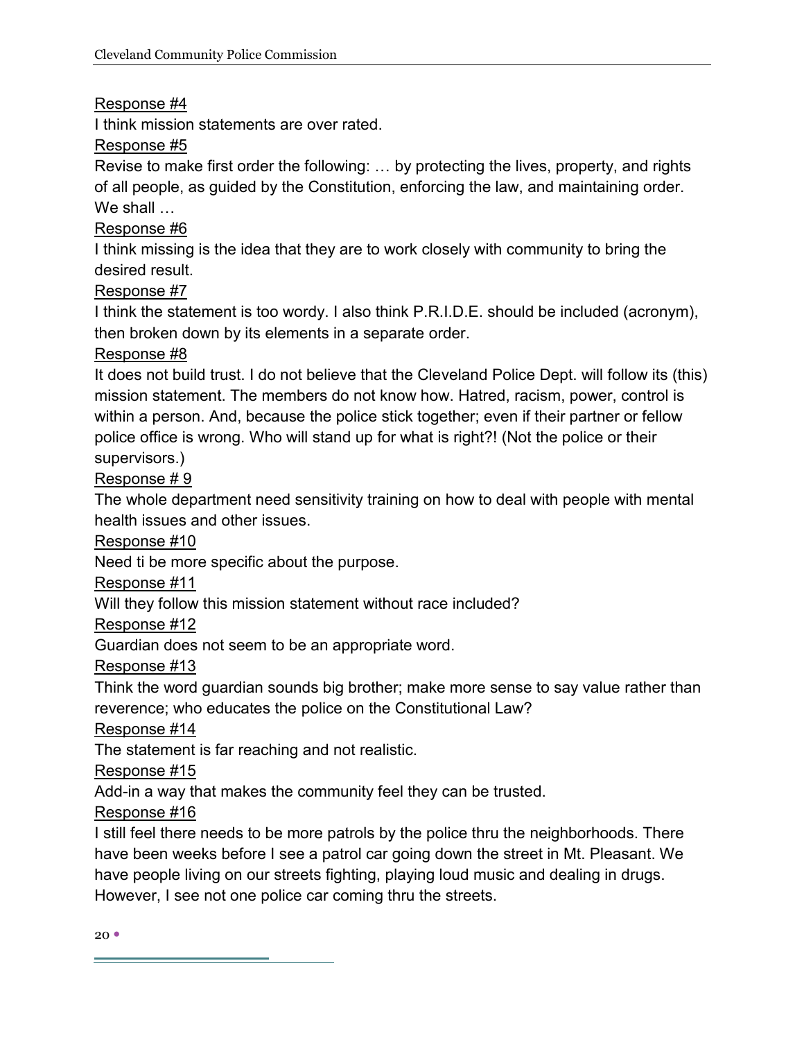<u>Response #4</u>

I think mission statements are over rated.

<u>Response #5</u>

Revise to make first order the following: … by protecting the lives, property, and rights of all people, as guided by the Constitution, enforcing the law, and maintaining order. We shall …

<u>Response #6</u>

I think missing is the idea that they are to work closely with community to bring the desired result.

<u>Response #7</u>

I think the statement is too wordy. I also think P.R.I.D.E. should be included (acronym), then broken down by its elements in a separate order.

<u>Response #8</u>

It does not build trust. I do not believe that the Cleveland Police Dept. will follow its (this) mission statement. The members do not know how. Hatred, racism, power, control is within a person. And, because the police stick together; even if their partner or fellow police office is wrong. Who will stand up for what is right?! (Not the police or their supervisors.)

<u>Response # 9</u>

The whole department need sensitivity training on how to deal with people with mental health issues and other issues.

<u>Response #10</u>

Need ti be more specific about the purpose.

<u>Response #11</u>

Will they follow this mission statement without race included?

<u>Response #12</u>

Guardian does not seem to be an appropriate word.

<u>Response #13</u>

Think the word guardian sounds big brother; make more sense to say value rather than reverence; who educates the police on the Constitutional Law?

<u>Response #14</u>

The statement is far reaching and not realistic.

<u>Response #15</u>

Add-in a way that makes the community feel they can be trusted.

<u>Response #16</u>

I still feel there needs to be more patrols by the police thru the neighborhoods. There have been weeks before I see a patrol car going down the street in Mt. Pleasant. We have people living on our streets fighting, playing loud music and dealing in drugs. However, I see not one police car coming thru the streets.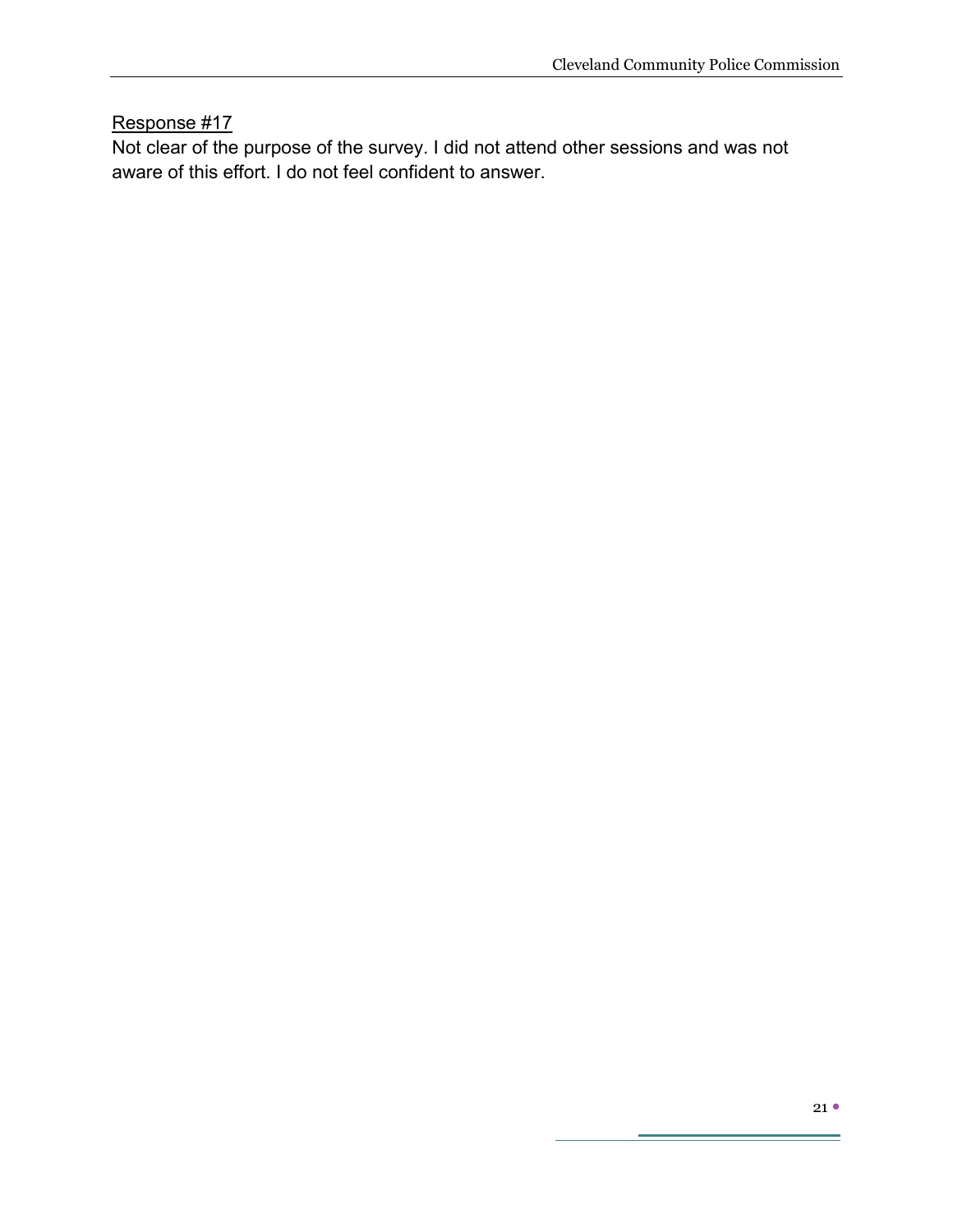Response #17

Not clear of the purpose of the survey. I did not attend other sessions and was not aware of this effort. I do not feel confident to answer.